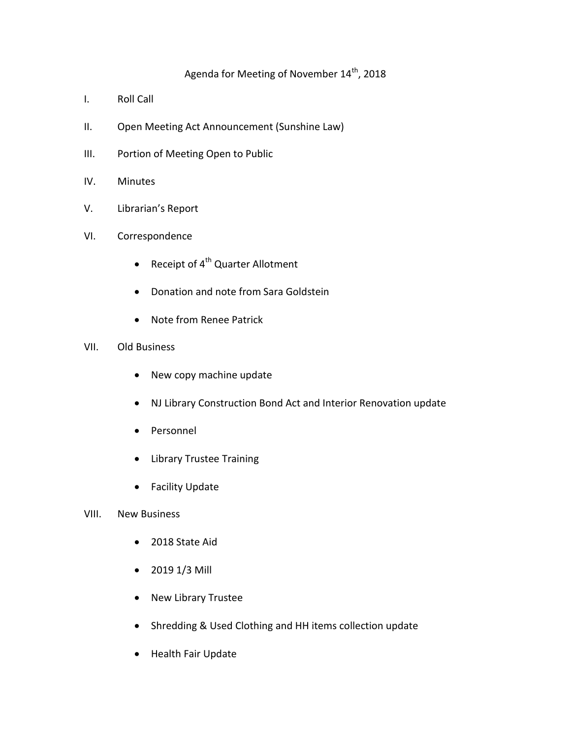# Agenda for Meeting of November 14th, 2018

I. Roll Call

II. Open Meeting Act Announcement (Sunshine Law)

III. Portion of Meeting Open to Public

IV. Minutes

V. Librarian's Report

VI. Correspondence

- Receipt of 4th Quarter Allotment
- Donation and note from Sara Goldstein
- Note from Renee Patrick

VII. Old Business

- New copy machine update
- NJ Library Construction Bond Act and Interior Renovation update
- Personnel
- Library Trustee Training
- Facility Update

VIII. New Business

- 2018 State Aid
- 2019 1/3 Mill
- New Library Trustee
- Shredding & Used Clothing and HH items collection update
- Health Fair Update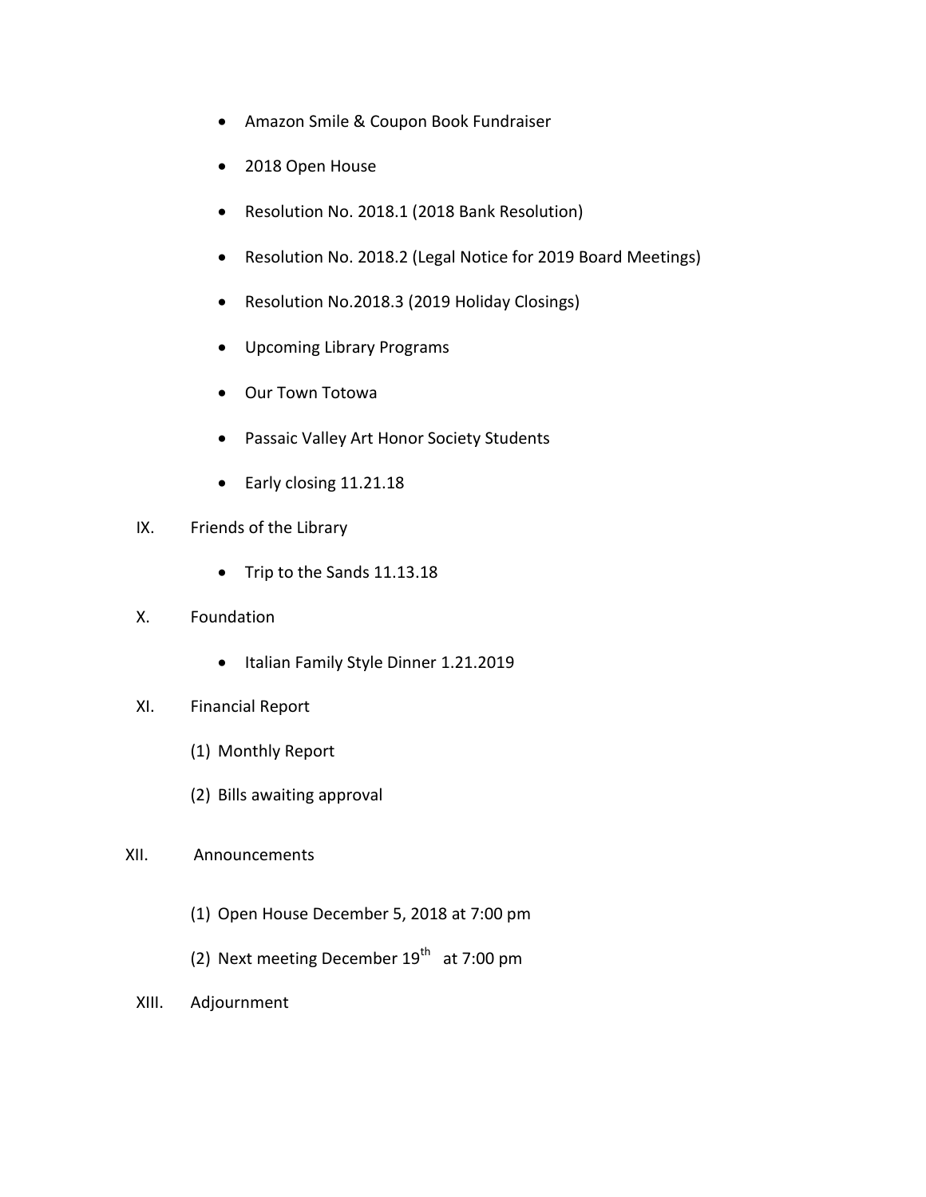- Amazon Smile & Coupon Book Fundraiser
- 2018 Open House
- Resolution No. 2018.1 (2018 Bank Resolution)
- Resolution No. 2018.2 (Legal Notice for 2019 Board Meetings)
- Resolution No.2018.3 (2019 Holiday Closings)
- Upcoming Library Programs
- Our Town Totowa
- Passaic Valley Art Honor Society Students
- Early closing 11.21.18

IX. Friends of the Library

- Trip to the Sands 11.13.18

X. Foundation

- Italian Family Style Dinner 1.21.2019

XI. Financial Report

(1) Monthly Report

(2) Bills awaiting approval

XII. Announcements

(1) Open House December 5, 2018 at 7:00 pm

(2) Next meeting December 19th at 7:00 pm

XIII. Adjournment